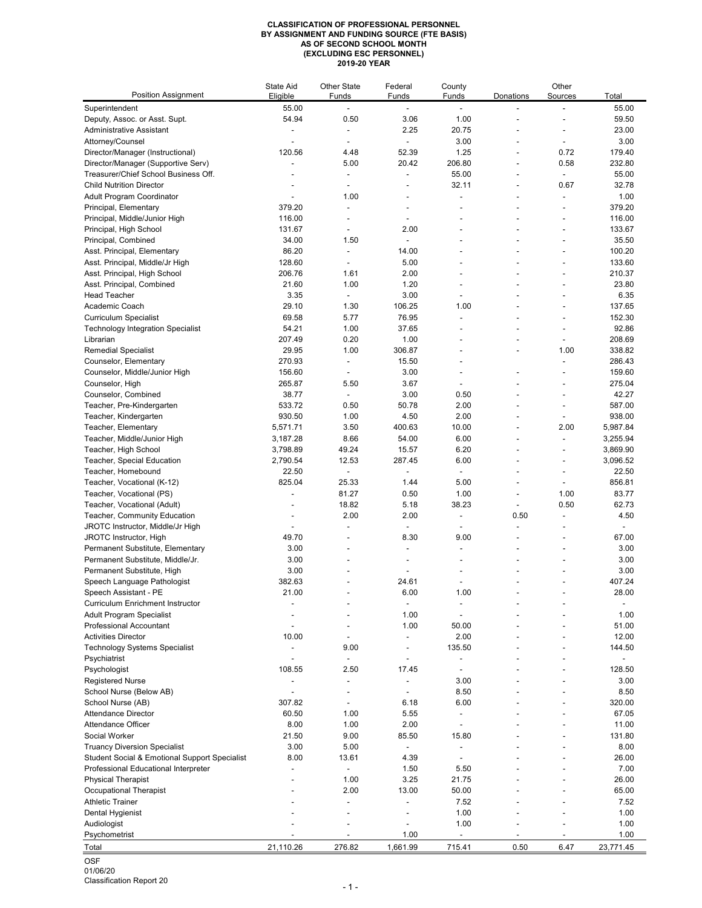**CLASSIFICATION OF PROFESSIONAL PERSONNEL**
**BY ASSIGNMENT AND FUNDING SOURCE (FTE BASIS)**
**AS OF SECOND SCHOOL MONTH**
**(EXCLUDING ESC PERSONNEL)**
**2019-20 YEAR**

| Position Assignment | State Aid Eligible | Other State Funds | Federal Funds | County Funds | Donations | Other Sources | Total |
|---|---|---|---|---|---|---|---|
| Superintendent | 55.00 | - | - | - | - | - | 55.00 |
| Deputy, Assoc. or Asst. Supt. | 54.94 | 0.50 | 3.06 | 1.00 | - | - | 59.50 |
| Administrative Assistant | - | - | 2.25 | 20.75 | - | - | 23.00 |
| Attorney/Counsel | - | - | - | 3.00 | - | - | 3.00 |
| Director/Manager (Instructional) | 120.56 | 4.48 | 52.39 | 1.25 | - | 0.72 | 179.40 |
| Director/Manager (Supportive Serv) | - | 5.00 | 20.42 | 206.80 | - | 0.58 | 232.80 |
| Treasurer/Chief School Business Off. | - | - | - | 55.00 | - | - | 55.00 |
| Child Nutrition Director | - | - | - | 32.11 | - | 0.67 | 32.78 |
| Adult Program Coordinator | - | 1.00 | - | - | - | - | 1.00 |
| Principal, Elementary | 379.20 | - | - | - | - | - | 379.20 |
| Principal, Middle/Junior High | 116.00 | - | - | - | - | - | 116.00 |
| Principal, High School | 131.67 | - | 2.00 | - | - | - | 133.67 |
| Principal, Combined | 34.00 | 1.50 | - | - | - | - | 35.50 |
| Asst. Principal, Elementary | 86.20 | - | 14.00 | - | - | - | 100.20 |
| Asst. Principal, Middle/Jr High | 128.60 | - | 5.00 | - | - | - | 133.60 |
| Asst. Principal, High School | 206.76 | 1.61 | 2.00 | - | - | - | 210.37 |
| Asst. Principal, Combined | 21.60 | 1.00 | 1.20 | - | - | - | 23.80 |
| Head Teacher | 3.35 | - | 3.00 | - | - | - | 6.35 |
| Academic Coach | 29.10 | 1.30 | 106.25 | 1.00 | - | - | 137.65 |
| Curriculum Specialist | 69.58 | 5.77 | 76.95 | - | - | - | 152.30 |
| Technology Integration Specialist | 54.21 | 1.00 | 37.65 | - | - | - | 92.86 |
| Librarian | 207.49 | 0.20 | 1.00 | - | - | - | 208.69 |
| Remedial Specialist | 29.95 | 1.00 | 306.87 | - | - | 1.00 | 338.82 |
| Counselor, Elementary | 270.93 | - | 15.50 | - | - | - | 286.43 |
| Counselor, Middle/Junior High | 156.60 | - | 3.00 | - | - | - | 159.60 |
| Counselor, High | 265.87 | 5.50 | 3.67 | - | - | - | 275.04 |
| Counselor, Combined | 38.77 | - | 3.00 | 0.50 | - | - | 42.27 |
| Teacher, Pre-Kindergarten | 533.72 | 0.50 | 50.78 | 2.00 | - | - | 587.00 |
| Teacher, Kindergarten | 930.50 | 1.00 | 4.50 | 2.00 | - | - | 938.00 |
| Teacher, Elementary | 5,571.71 | 3.50 | 400.63 | 10.00 | - | 2.00 | 5,987.84 |
| Teacher, Middle/Junior High | 3,187.28 | 8.66 | 54.00 | 6.00 | - | - | 3,255.94 |
| Teacher, High School | 3,798.89 | 49.24 | 15.57 | 6.20 | - | - | 3,869.90 |
| Teacher, Special Education | 2,790.54 | 12.53 | 287.45 | 6.00 | - | - | 3,096.52 |
| Teacher, Homebound | 22.50 | - | - | - | - | - | 22.50 |
| Teacher, Vocational (K-12) | 825.04 | 25.33 | 1.44 | 5.00 | - | - | 856.81 |
| Teacher, Vocational (PS) | - | 81.27 | 0.50 | 1.00 | - | 1.00 | 83.77 |
| Teacher, Vocational (Adult) | - | 18.82 | 5.18 | 38.23 | - | 0.50 | 62.73 |
| Teacher, Community Education | - | 2.00 | 2.00 | - | 0.50 | - | 4.50 |
| JROTC Instructor, Middle/Jr High | - | - | - | - | - | - | - |
| JROTC Instructor, High | 49.70 | - | 8.30 | 9.00 | - | - | 67.00 |
| Permanent Substitute, Elementary | 3.00 | - | - | - | - | - | 3.00 |
| Permanent Substitute, Middle/Jr. | 3.00 | - | - | - | - | - | 3.00 |
| Permanent Substitute, High | 3.00 | - | - | - | - | - | 3.00 |
| Speech Language Pathologist | 382.63 | - | 24.61 | - | - | - | 407.24 |
| Speech Assistant - PE | 21.00 | - | 6.00 | 1.00 | - | - | 28.00 |
| Curriculum Enrichment Instructor | - | - | - | - | - | - | - |
| Adult Program Specialist | - | - | 1.00 | - | - | - | 1.00 |
| Professional Accountant | - | - | 1.00 | 50.00 | - | - | 51.00 |
| Activities Director | 10.00 | - | - | 2.00 | - | - | 12.00 |
| Technology Systems Specialist | - | 9.00 | - | 135.50 | - | - | 144.50 |
| Psychiatrist | - | - | - | - | - | - | - |
| Psychologist | 108.55 | 2.50 | 17.45 | - | - | - | 128.50 |
| Registered Nurse | - | - | - | 3.00 | - | - | 3.00 |
| School Nurse (Below AB) | - | - | - | 8.50 | - | - | 8.50 |
| School Nurse (AB) | 307.82 | - | 6.18 | 6.00 | - | - | 320.00 |
| Attendance Director | 60.50 | 1.00 | 5.55 | - | - | - | 67.05 |
| Attendance Officer | 8.00 | 1.00 | 2.00 | - | - | - | 11.00 |
| Social Worker | 21.50 | 9.00 | 85.50 | 15.80 | - | - | 131.80 |
| Truancy Diversion Specialist | 3.00 | 5.00 | - | - | - | - | 8.00 |
| Student Social & Emotional Support Specialist | 8.00 | 13.61 | 4.39 | - | - | - | 26.00 |
| Professional Educational Interpreter | - | - | 1.50 | 5.50 | - | - | 7.00 |
| Physical Therapist | - | 1.00 | 3.25 | 21.75 | - | - | 26.00 |
| Occupational Therapist | - | 2.00 | 13.00 | 50.00 | - | - | 65.00 |
| Athletic Trainer | - | - | - | 7.52 | - | - | 7.52 |
| Dental Hygienist | - | - | - | 1.00 | - | - | 1.00 |
| Audiologist | - | - | - | 1.00 | - | - | 1.00 |
| Psychometrist | - | - | 1.00 | - | - | - | 1.00 |
| Total | 21,110.26 | 276.82 | 1,661.99 | 715.41 | 0.50 | 6.47 | 23,771.45 |

OSF
01/06/20
Classification Report 20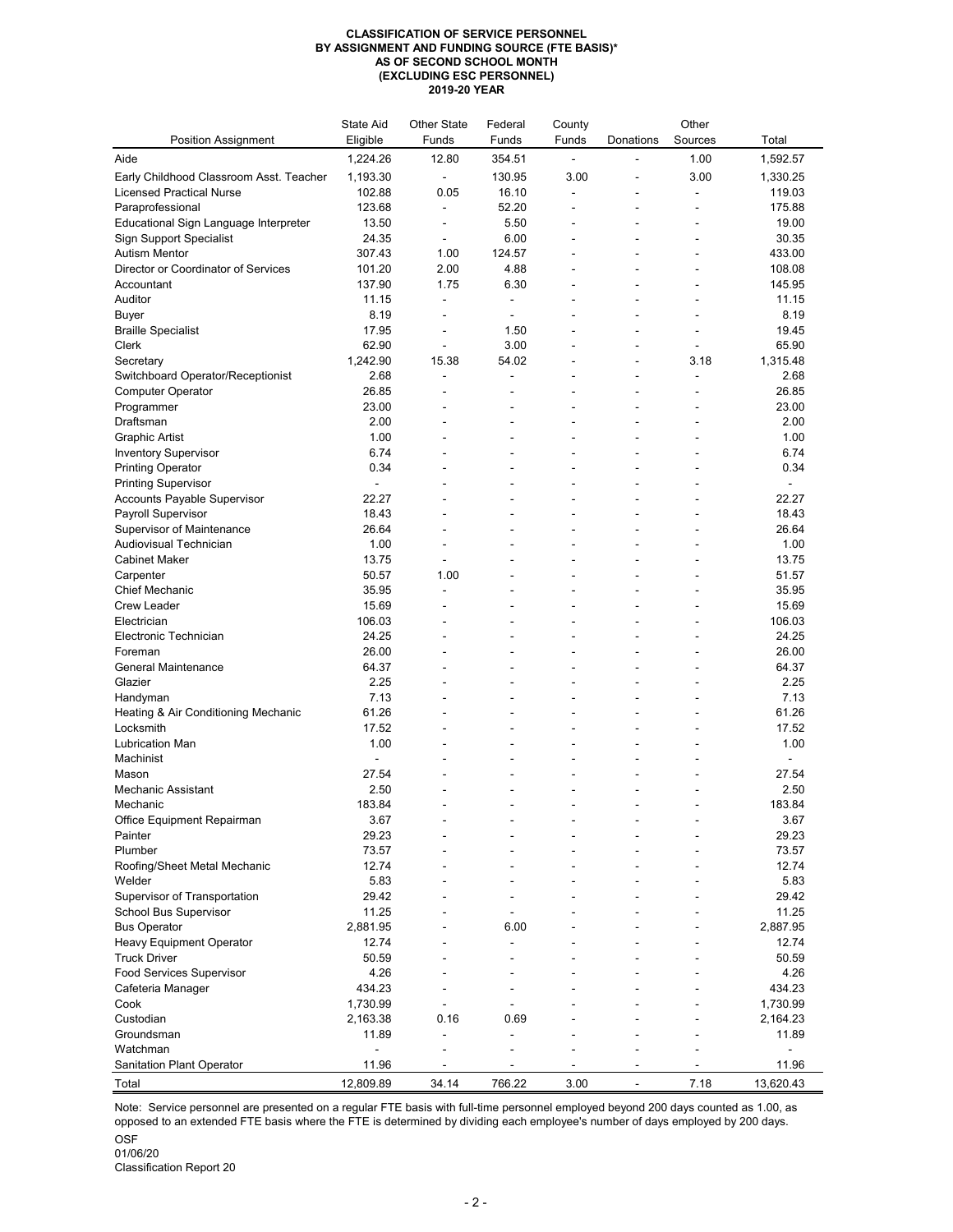**CLASSIFICATION OF SERVICE PERSONNEL BY ASSIGNMENT AND FUNDING SOURCE (FTE BASIS)***
**AS OF SECOND SCHOOL MONTH**
**(EXCLUDING ESC PERSONNEL)**
**2019-20 YEAR**

| Position Assignment | State Aid Eligible | Other State Funds | Federal Funds | County Funds | Donations | Other Sources | Total |
|---|---|---|---|---|---|---|---|
| Aide | 1,224.26 | 12.80 | 354.51 | - | - | 1.00 | 1,592.57 |
| Early Childhood Classroom Asst. Teacher | 1,193.30 | - | 130.95 | 3.00 | - | 3.00 | 1,330.25 |
| Licensed Practical Nurse | 102.88 | 0.05 | 16.10 | - | - | - | 119.03 |
| Paraprofessional | 123.68 | - | 52.20 | - | - | - | 175.88 |
| Educational Sign Language Interpreter | 13.50 | - | 5.50 | - | - | - | 19.00 |
| Sign Support Specialist | 24.35 | - | 6.00 | - | - | - | 30.35 |
| Autism Mentor | 307.43 | 1.00 | 124.57 | - | - | - | 433.00 |
| Director or Coordinator of Services | 101.20 | 2.00 | 4.88 | - | - | - | 108.08 |
| Accountant | 137.90 | 1.75 | 6.30 | - | - | - | 145.95 |
| Auditor | 11.15 | - | - | - | - | - | 11.15 |
| Buyer | 8.19 | - | - | - | - | - | 8.19 |
| Braille Specialist | 17.95 | - | 1.50 | - | - | - | 19.45 |
| Clerk | 62.90 | - | 3.00 | - | - | - | 65.90 |
| Secretary | 1,242.90 | 15.38 | 54.02 | - | - | 3.18 | 1,315.48 |
| Switchboard Operator/Receptionist | 2.68 | - | - | - | - | - | 2.68 |
| Computer Operator | 26.85 | - | - | - | - | - | 26.85 |
| Programmer | 23.00 | - | - | - | - | - | 23.00 |
| Draftsman | 2.00 | - | - | - | - | - | 2.00 |
| Graphic Artist | 1.00 | - | - | - | - | - | 1.00 |
| Inventory Supervisor | 6.74 | - | - | - | - | - | 6.74 |
| Printing Operator | 0.34 | - | - | - | - | - | 0.34 |
| Printing Supervisor | - | - | - | - | - | - | - |
| Accounts Payable Supervisor | 22.27 | - | - | - | - | - | 22.27 |
| Payroll Supervisor | 18.43 | - | - | - | - | - | 18.43 |
| Supervisor of Maintenance | 26.64 | - | - | - | - | - | 26.64 |
| Audiovisual Technician | 1.00 | - | - | - | - | - | 1.00 |
| Cabinet Maker | 13.75 | - | - | - | - | - | 13.75 |
| Carpenter | 50.57 | 1.00 | - | - | - | - | 51.57 |
| Chief Mechanic | 35.95 | - | - | - | - | - | 35.95 |
| Crew Leader | 15.69 | - | - | - | - | - | 15.69 |
| Electrician | 106.03 | - | - | - | - | - | 106.03 |
| Electronic Technician | 24.25 | - | - | - | - | - | 24.25 |
| Foreman | 26.00 | - | - | - | - | - | 26.00 |
| General Maintenance | 64.37 | - | - | - | - | - | 64.37 |
| Glazier | 2.25 | - | - | - | - | - | 2.25 |
| Handyman | 7.13 | - | - | - | - | - | 7.13 |
| Heating & Air Conditioning Mechanic | 61.26 | - | - | - | - | - | 61.26 |
| Locksmith | 17.52 | - | - | - | - | - | 17.52 |
| Lubrication Man | 1.00 | - | - | - | - | - | 1.00 |
| Machinist | - | - | - | - | - | - | - |
| Mason | 27.54 | - | - | - | - | - | 27.54 |
| Mechanic Assistant | 2.50 | - | - | - | - | - | 2.50 |
| Mechanic | 183.84 | - | - | - | - | - | 183.84 |
| Office Equipment Repairman | 3.67 | - | - | - | - | - | 3.67 |
| Painter | 29.23 | - | - | - | - | - | 29.23 |
| Plumber | 73.57 | - | - | - | - | - | 73.57 |
| Roofing/Sheet Metal Mechanic | 12.74 | - | - | - | - | - | 12.74 |
| Welder | 5.83 | - | - | - | - | - | 5.83 |
| Supervisor of Transportation | 29.42 | - | - | - | - | - | 29.42 |
| School Bus Supervisor | 11.25 | - | - | - | - | - | 11.25 |
| Bus Operator | 2,881.95 | - | 6.00 | - | - | - | 2,887.95 |
| Heavy Equipment Operator | 12.74 | - | - | - | - | - | 12.74 |
| Truck Driver | 50.59 | - | - | - | - | - | 50.59 |
| Food Services Supervisor | 4.26 | - | - | - | - | - | 4.26 |
| Cafeteria Manager | 434.23 | - | - | - | - | - | 434.23 |
| Cook | 1,730.99 | - | - | - | - | - | 1,730.99 |
| Custodian | 2,163.38 | 0.16 | 0.69 | - | - | - | 2,164.23 |
| Groundsman | 11.89 | - | - | - | - | - | 11.89 |
| Watchman | - | - | - | - | - | - | - |
| Sanitation Plant Operator | 11.96 | - | - | - | - | - | 11.96 |
| Total | 12,809.89 | 34.14 | 766.22 | 3.00 | - | 7.18 | 13,620.43 |

Note: Service personnel are presented on a regular FTE basis with full-time personnel employed beyond 200 days counted as 1.00, as opposed to an extended FTE basis where the FTE is determined by dividing each employee's number of days employed by 200 days.

OSF
01/06/20
Classification Report 20